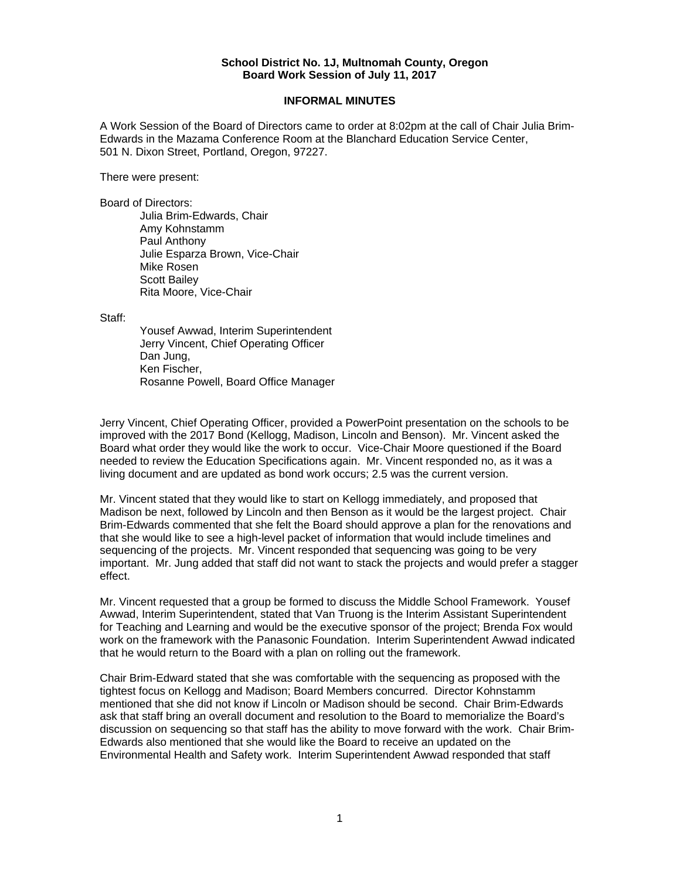**School District No. 1J, Multnomah County, Oregon**
**Board Work Session of July 11, 2017**

## INFORMAL MINUTES

A Work Session of the Board of Directors came to order at 8:02pm at the call of Chair Julia Brim-Edwards in the Mazama Conference Room at the Blanchard Education Service Center, 501 N. Dixon Street, Portland, Oregon, 97227.

There were present:

Board of Directors:

- Julia Brim-Edwards, Chair
- Amy Kohnstamm
- Paul Anthony
- Julie Esparza Brown, Vice-Chair
- Mike Rosen
- Scott Bailey
- Rita Moore, Vice-Chair

Staff:

- Yousef Awwad, Interim Superintendent
- Jerry Vincent, Chief Operating Officer
- Dan Jung,
- Ken Fischer,
- Rosanne Powell, Board Office Manager

Jerry Vincent, Chief Operating Officer, provided a PowerPoint presentation on the schools to be improved with the 2017 Bond (Kellogg, Madison, Lincoln and Benson). Mr. Vincent asked the Board what order they would like the work to occur. Vice-Chair Moore questioned if the Board needed to review the Education Specifications again. Mr. Vincent responded no, as it was a living document and are updated as bond work occurs; 2.5 was the current version.

Mr. Vincent stated that they would like to start on Kellogg immediately, and proposed that Madison be next, followed by Lincoln and then Benson as it would be the largest project. Chair Brim-Edwards commented that she felt the Board should approve a plan for the renovations and that she would like to see a high-level packet of information that would include timelines and sequencing of the projects. Mr. Vincent responded that sequencing was going to be very important. Mr. Jung added that staff did not want to stack the projects and would prefer a stagger effect.

Mr. Vincent requested that a group be formed to discuss the Middle School Framework. Yousef Awwad, Interim Superintendent, stated that Van Truong is the Interim Assistant Superintendent for Teaching and Learning and would be the executive sponsor of the project; Brenda Fox would work on the framework with the Panasonic Foundation. Interim Superintendent Awwad indicated that he would return to the Board with a plan on rolling out the framework.

Chair Brim-Edward stated that she was comfortable with the sequencing as proposed with the tightest focus on Kellogg and Madison; Board Members concurred. Director Kohnstamm mentioned that she did not know if Lincoln or Madison should be second. Chair Brim-Edwards ask that staff bring an overall document and resolution to the Board to memorialize the Board's discussion on sequencing so that staff has the ability to move forward with the work. Chair Brim-Edwards also mentioned that she would like the Board to receive an updated on the Environmental Health and Safety work. Interim Superintendent Awwad responded that staff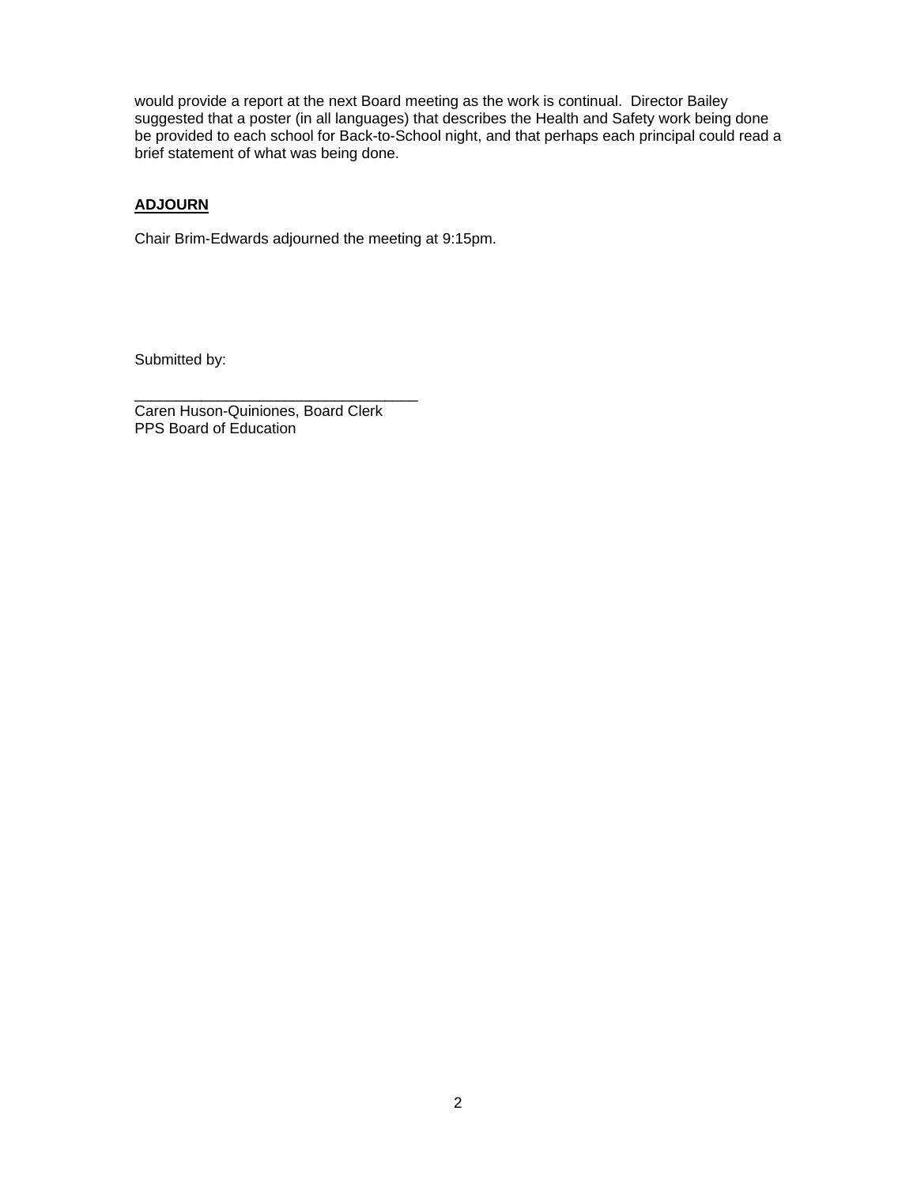would provide a report at the next Board meeting as the work is continual. Director Bailey suggested that a poster (in all languages) that describes the Health and Safety work being done be provided to each school for Back-to-School night, and that perhaps each principal could read a brief statement of what was being done.

**ADJOURN**

Chair Brim-Edwards adjourned the meeting at 9:15pm.

Submitted by:

_________________________________
Caren Huson-Quiniones, Board Clerk
PPS Board of Education